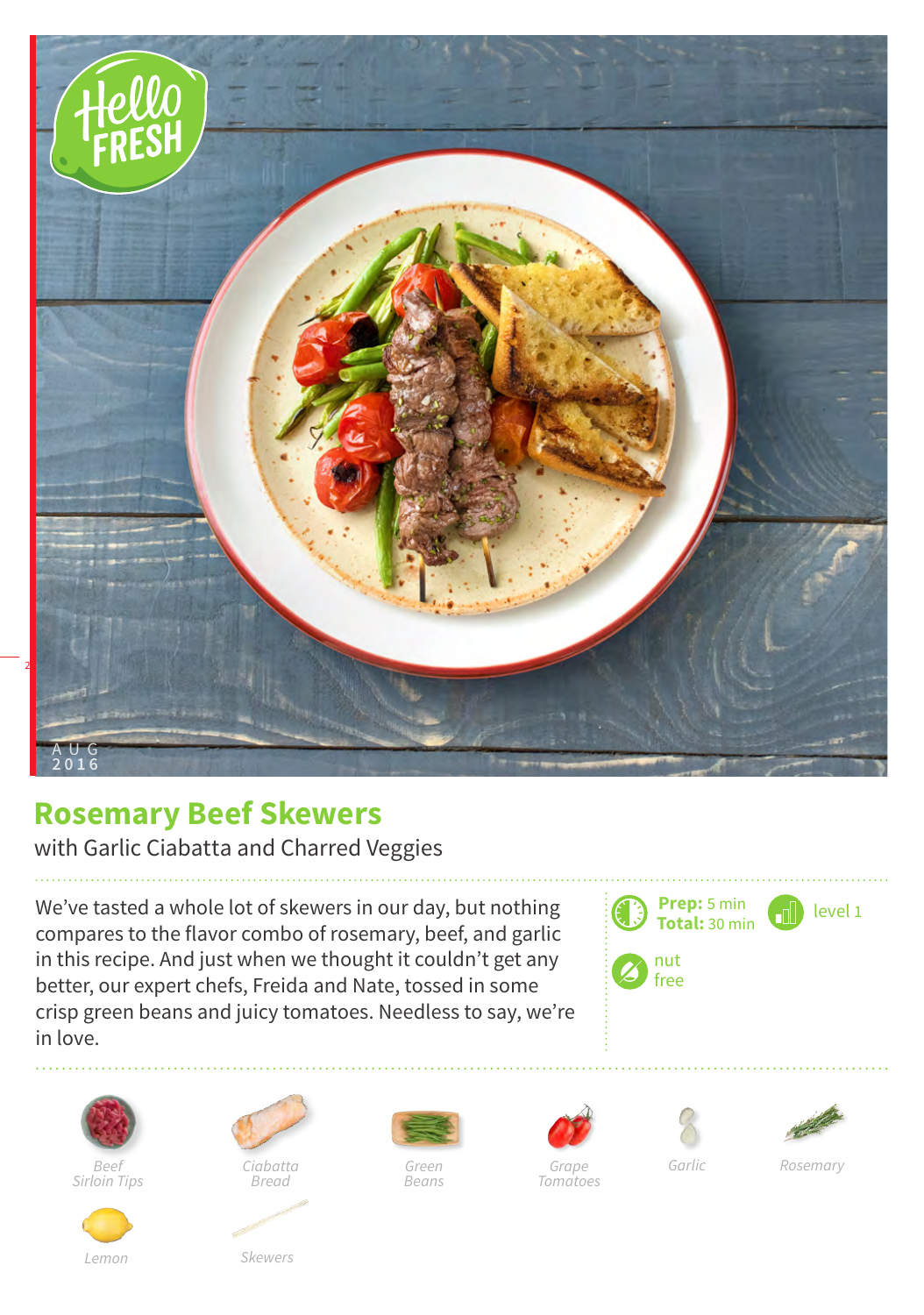AUG 2016

# Rosemary Beef Skewers

with Garlic Ciabatta and Charred Veggies

We've tasted a whole lot of skewers in our day, but nothing compares to the flavor combo of rosemary, beef, and garlic in this recipe. And just when we thought it couldn't get any better, our expert chefs, Freida and Nate, tossed in some crisp green beans and juicy tomatoes. Needless to say, we're in love.

**Prep:** 5 min
**Total:** 30 min

level 1

nut free

- Beef Sirloin Tips
- Ciabatta Bread
- Green Beans
- Grape Tomatoes
- Garlic
- Rosemary
- Lemon
- Skewers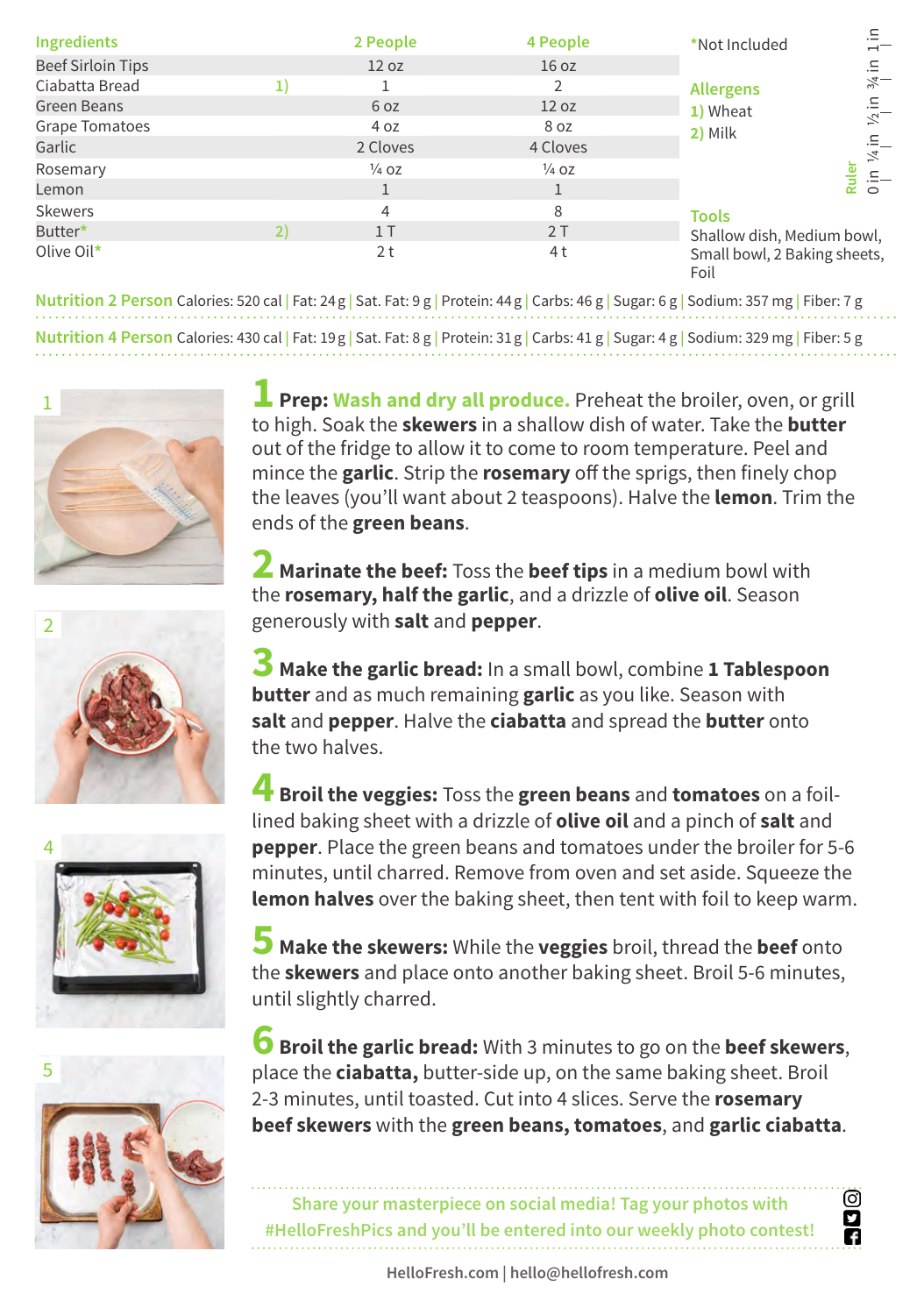| Ingredients | | 2 People | 4 People |
|---|---|---|---|
| Beef Sirloin Tips | | 12 oz | 16 oz |
| Ciabatta Bread | 1) | 1 | 2 |
| Green Beans | | 6 oz | 12 oz |
| Grape Tomatoes | | 4 oz | 8 oz |
| Garlic | | 2 Cloves | 4 Cloves |
| Rosemary | | ¼ oz | ¼ oz |
| Lemon | | 1 | 1 |
| Skewers | | 4 | 8 |
| Butter* | 2) | 1 T | 2 T |
| Olive Oil* | | 2 t | 4 t |

*Not Included

**Allergens**
1) Wheat
2) Milk

**Tools**
Shallow dish, Medium bowl, Small bowl, 2 Baking sheets, Foil

Ruler: 0 in, ¼ in, ½ in, ¾ in, 1 in

**Nutrition 2 Person** Calories: 520 cal | Fat: 24 g | Sat. Fat: 9 g | Protein: 44 g | Carbs: 46 g | Sugar: 6 g | Sodium: 357 mg | Fiber: 7 g

**Nutrition 4 Person** Calories: 430 cal | Fat: 19 g | Sat. Fat: 8 g | Protein: 31 g | Carbs: 41 g | Sugar: 4 g | Sodium: 329 mg | Fiber: 5 g

**1 Prep:** **Wash and dry all produce.** Preheat the broiler, oven, or grill to high. Soak the **skewers** in a shallow dish of water. Take the **butter** out of the fridge to allow it to come to room temperature. Peel and mince the **garlic**. Strip the **rosemary** off the sprigs, then finely chop the leaves (you'll want about 2 teaspoons). Halve the **lemon**. Trim the ends of the **green beans**.

**2 Marinate the beef:** Toss the **beef tips** in a medium bowl with the **rosemary, half the garlic**, and a drizzle of **olive oil**. Season generously with **salt** and **pepper**.

**3 Make the garlic bread:** In a small bowl, combine **1 Tablespoon butter** and as much remaining **garlic** as you like. Season with **salt** and **pepper**. Halve the **ciabatta** and spread the **butter** onto the two halves.

**4 Broil the veggies:** Toss the **green beans** and **tomatoes** on a foil-lined baking sheet with a drizzle of **olive oil** and a pinch of **salt** and **pepper**. Place the green beans and tomatoes under the broiler for 5-6 minutes, until charred. Remove from oven and set aside. Squeeze the **lemon halves** over the baking sheet, then tent with foil to keep warm.

**5 Make the skewers:** While the **veggies** broil, thread the **beef** onto the **skewers** and place onto another baking sheet. Broil 5-6 minutes, until slightly charred.

**6 Broil the garlic bread:** With 3 minutes to go on the **beef skewers**, place the **ciabatta,** butter-side up, on the same baking sheet. Broil 2-3 minutes, until toasted. Cut into 4 slices. Serve the **rosemary beef skewers** with the **green beans, tomatoes**, and **garlic ciabatta**.

Share your masterpiece on social media! Tag your photos with #HelloFreshPics and you'll be entered into our weekly photo contest!

HelloFresh.com | hello@hellofresh.com